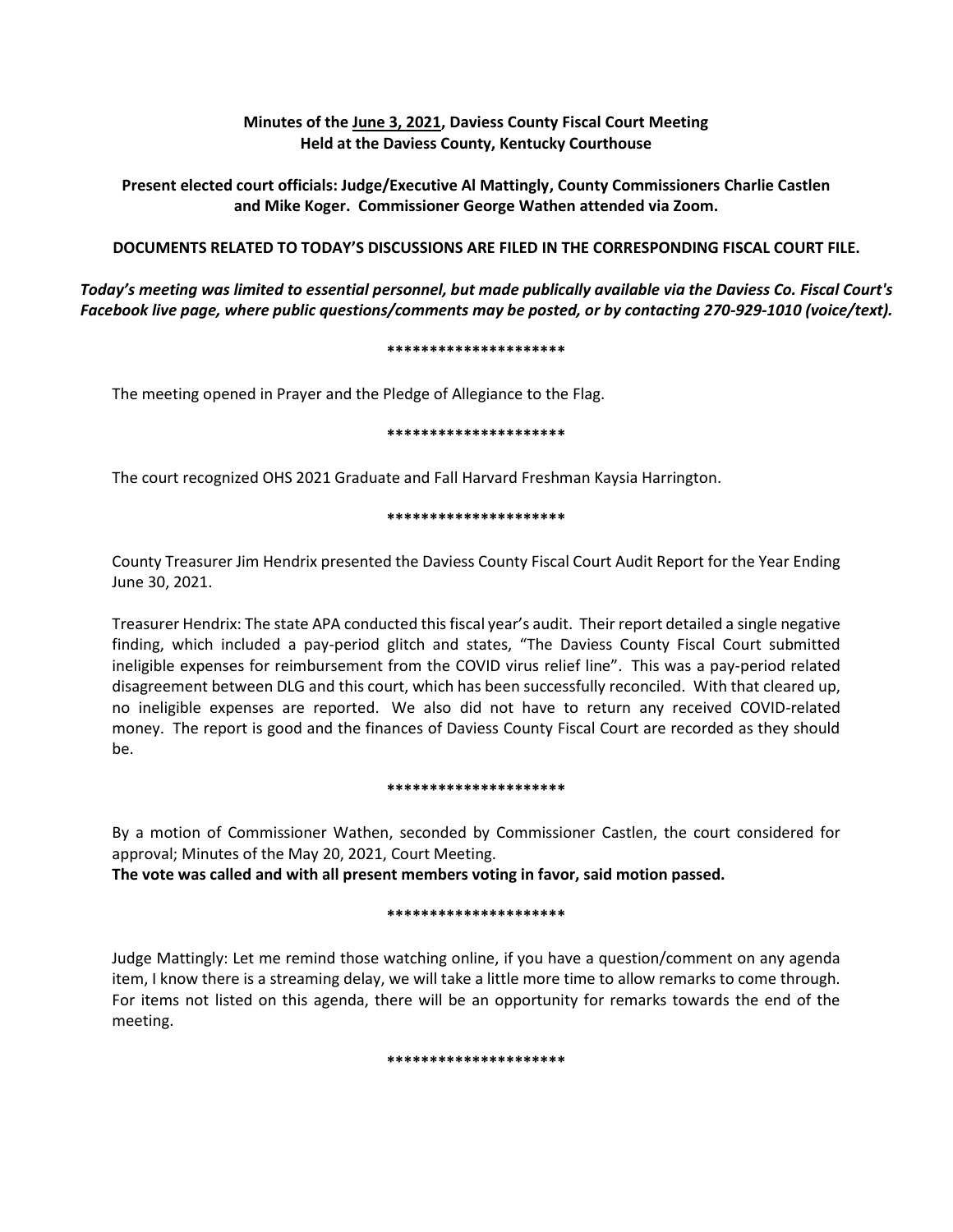**Minutes of the June 3, 2021, Daviess County Fiscal Court Meeting**
**Held at the Daviess County, Kentucky Courthouse**

**Present elected court officials: Judge/Executive Al Mattingly, County Commissioners Charlie Castlen and Mike Koger. Commissioner George Wathen attended via Zoom.**

**DOCUMENTS RELATED TO TODAY'S DISCUSSIONS ARE FILED IN THE CORRESPONDING FISCAL COURT FILE.**

***Today's meeting was limited to essential personnel, but made publically available via the Daviess Co. Fiscal Court's Facebook live page, where public questions/comments may be posted, or by contacting 270-929-1010 (voice/text).***

**********************

The meeting opened in Prayer and the Pledge of Allegiance to the Flag.

**********************

The court recognized OHS 2021 Graduate and Fall Harvard Freshman Kaysia Harrington.

**********************

County Treasurer Jim Hendrix presented the Daviess County Fiscal Court Audit Report for the Year Ending June 30, 2021.

Treasurer Hendrix: The state APA conducted this fiscal year's audit. Their report detailed a single negative finding, which included a pay-period glitch and states, "The Daviess County Fiscal Court submitted ineligible expenses for reimbursement from the COVID virus relief line". This was a pay-period related disagreement between DLG and this court, which has been successfully reconciled. With that cleared up, no ineligible expenses are reported. We also did not have to return any received COVID-related money. The report is good and the finances of Daviess County Fiscal Court are recorded as they should be.

**********************

By a motion of Commissioner Wathen, seconded by Commissioner Castlen, the court considered for approval; Minutes of the May 20, 2021, Court Meeting.
**The vote was called and with all present members voting in favor, said motion passed.**

**********************

Judge Mattingly: Let me remind those watching online, if you have a question/comment on any agenda item, I know there is a streaming delay, we will take a little more time to allow remarks to come through. For items not listed on this agenda, there will be an opportunity for remarks towards the end of the meeting.

**********************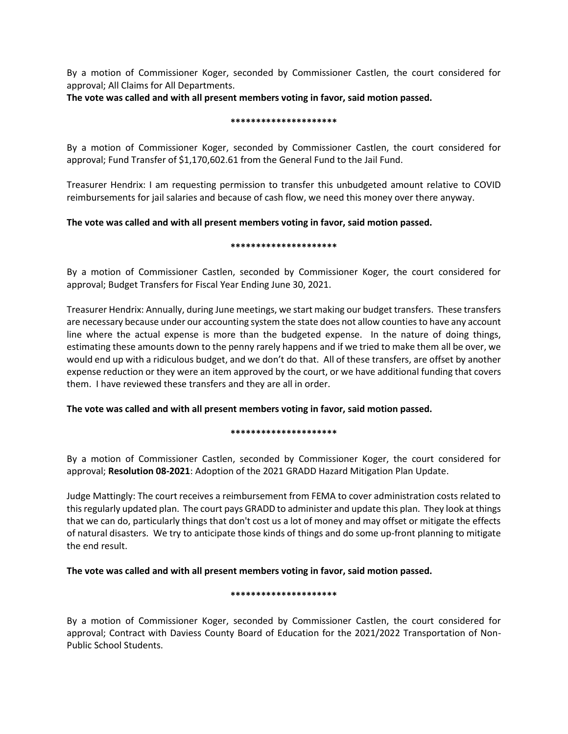By a motion of Commissioner Koger, seconded by Commissioner Castlen, the court considered for approval; All Claims for All Departments.

**The vote was called and with all present members voting in favor, said motion passed.**

**********************

By a motion of Commissioner Koger, seconded by Commissioner Castlen, the court considered for approval; Fund Transfer of $1,170,602.61 from the General Fund to the Jail Fund.

Treasurer Hendrix: I am requesting permission to transfer this unbudgeted amount relative to COVID reimbursements for jail salaries and because of cash flow, we need this money over there anyway.

**The vote was called and with all present members voting in favor, said motion passed.**

**********************

By a motion of Commissioner Castlen, seconded by Commissioner Koger, the court considered for approval; Budget Transfers for Fiscal Year Ending June 30, 2021.

Treasurer Hendrix: Annually, during June meetings, we start making our budget transfers. These transfers are necessary because under our accounting system the state does not allow counties to have any account line where the actual expense is more than the budgeted expense. In the nature of doing things, estimating these amounts down to the penny rarely happens and if we tried to make them all be over, we would end up with a ridiculous budget, and we don't do that. All of these transfers, are offset by another expense reduction or they were an item approved by the court, or we have additional funding that covers them. I have reviewed these transfers and they are all in order.

**The vote was called and with all present members voting in favor, said motion passed.**

**********************

By a motion of Commissioner Castlen, seconded by Commissioner Koger, the court considered for approval; **Resolution 08-2021**: Adoption of the 2021 GRADD Hazard Mitigation Plan Update.

Judge Mattingly: The court receives a reimbursement from FEMA to cover administration costs related to this regularly updated plan. The court pays GRADD to administer and update this plan. They look at things that we can do, particularly things that don't cost us a lot of money and may offset or mitigate the effects of natural disasters. We try to anticipate those kinds of things and do some up-front planning to mitigate the end result.

**The vote was called and with all present members voting in favor, said motion passed.**

**********************

By a motion of Commissioner Koger, seconded by Commissioner Castlen, the court considered for approval; Contract with Daviess County Board of Education for the 2021/2022 Transportation of Non-Public School Students.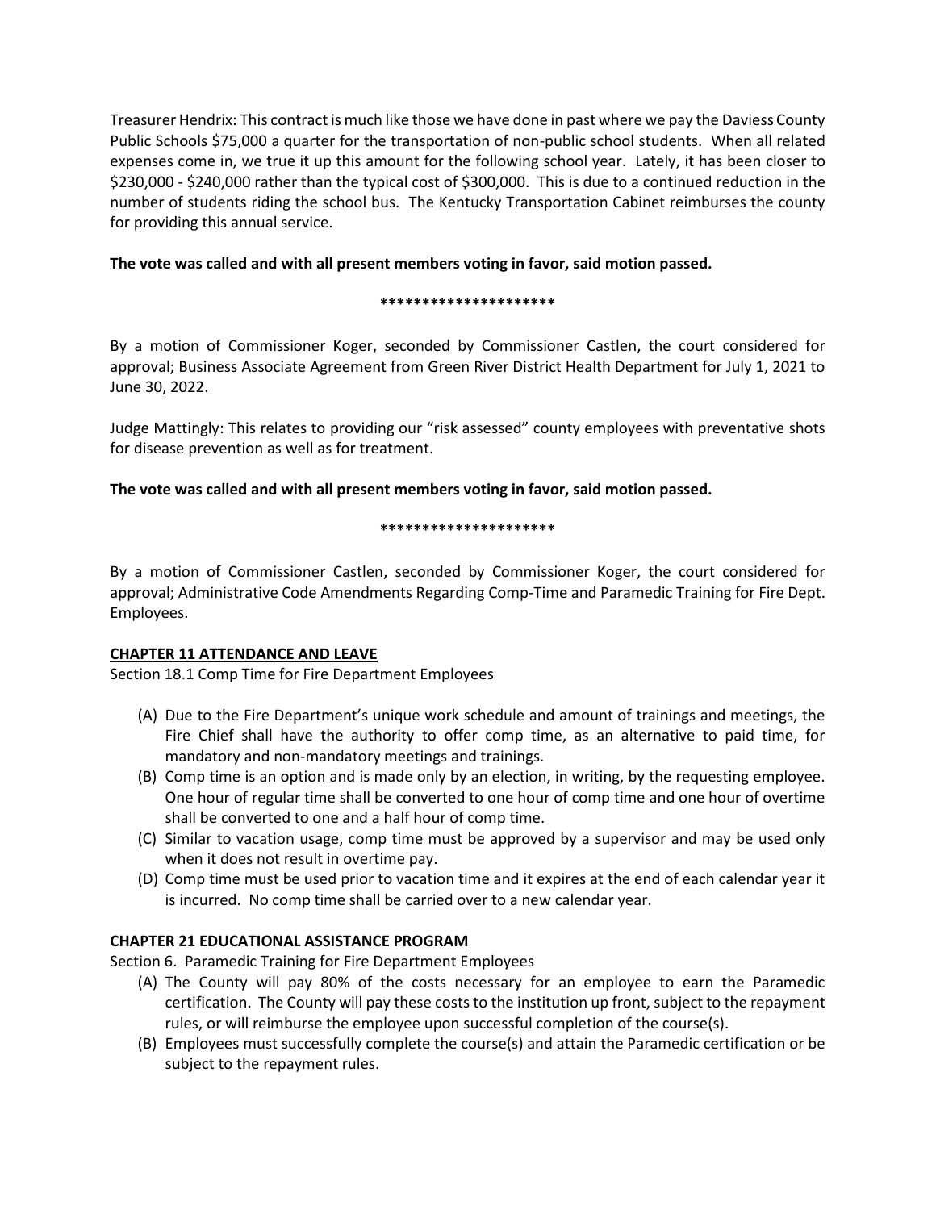Treasurer Hendrix: This contract is much like those we have done in past where we pay the Daviess County Public Schools $75,000 a quarter for the transportation of non-public school students. When all related expenses come in, we true it up this amount for the following school year. Lately, it has been closer to $230,000 - $240,000 rather than the typical cost of $300,000. This is due to a continued reduction in the number of students riding the school bus. The Kentucky Transportation Cabinet reimburses the county for providing this annual service.

**The vote was called and with all present members voting in favor, said motion passed.**

**********************

By a motion of Commissioner Koger, seconded by Commissioner Castlen, the court considered for approval; Business Associate Agreement from Green River District Health Department for July 1, 2021 to June 30, 2022.

Judge Mattingly: This relates to providing our "risk assessed" county employees with preventative shots for disease prevention as well as for treatment.

**The vote was called and with all present members voting in favor, said motion passed.**

**********************

By a motion of Commissioner Castlen, seconded by Commissioner Koger, the court considered for approval; Administrative Code Amendments Regarding Comp-Time and Paramedic Training for Fire Dept. Employees.

**CHAPTER 11 ATTENDANCE AND LEAVE**

Section 18.1 Comp Time for Fire Department Employees

(A) Due to the Fire Department's unique work schedule and amount of trainings and meetings, the Fire Chief shall have the authority to offer comp time, as an alternative to paid time, for mandatory and non-mandatory meetings and trainings.

(B) Comp time is an option and is made only by an election, in writing, by the requesting employee. One hour of regular time shall be converted to one hour of comp time and one hour of overtime shall be converted to one and a half hour of comp time.

(C) Similar to vacation usage, comp time must be approved by a supervisor and may be used only when it does not result in overtime pay.

(D) Comp time must be used prior to vacation time and it expires at the end of each calendar year it is incurred. No comp time shall be carried over to a new calendar year.

**CHAPTER 21 EDUCATIONAL ASSISTANCE PROGRAM**

Section 6. Paramedic Training for Fire Department Employees

(A) The County will pay 80% of the costs necessary for an employee to earn the Paramedic certification. The County will pay these costs to the institution up front, subject to the repayment rules, or will reimburse the employee upon successful completion of the course(s).

(B) Employees must successfully complete the course(s) and attain the Paramedic certification or be subject to the repayment rules.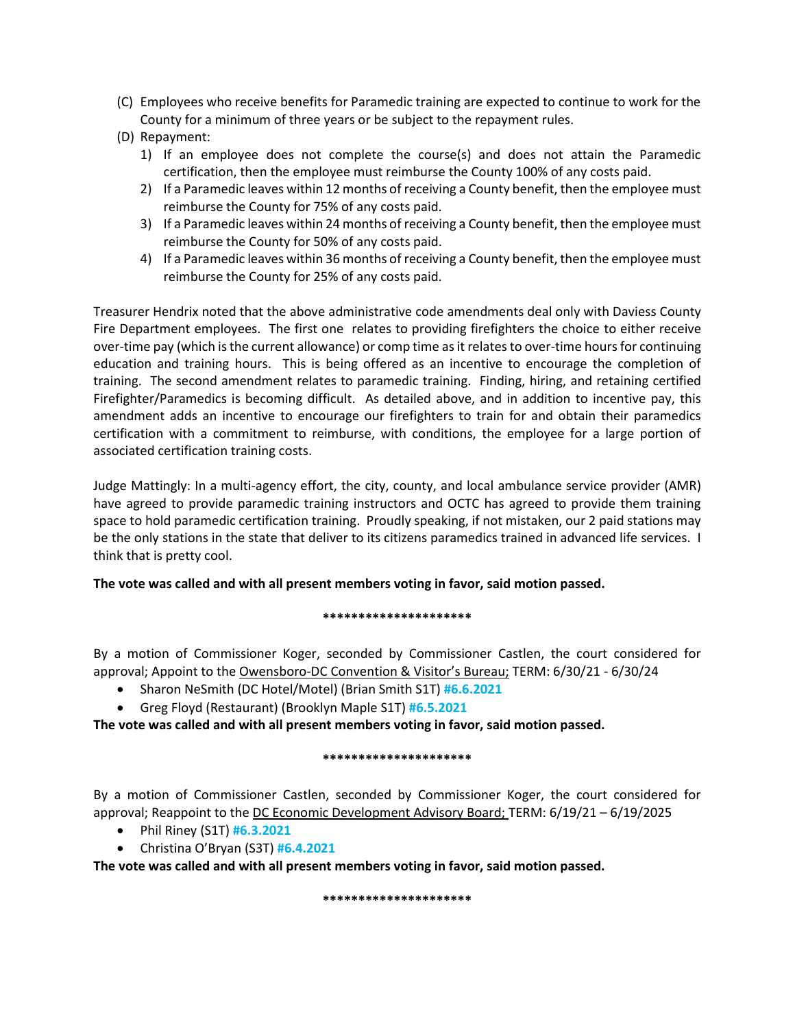(C) Employees who receive benefits for Paramedic training are expected to continue to work for the County for a minimum of three years or be subject to the repayment rules.

(D) Repayment:

1) If an employee does not complete the course(s) and does not attain the Paramedic certification, then the employee must reimburse the County 100% of any costs paid.
2) If a Paramedic leaves within 12 months of receiving a County benefit, then the employee must reimburse the County for 75% of any costs paid.
3) If a Paramedic leaves within 24 months of receiving a County benefit, then the employee must reimburse the County for 50% of any costs paid.
4) If a Paramedic leaves within 36 months of receiving a County benefit, then the employee must reimburse the County for 25% of any costs paid.

Treasurer Hendrix noted that the above administrative code amendments deal only with Daviess County Fire Department employees. The first one relates to providing firefighters the choice to either receive over-time pay (which is the current allowance) or comp time as it relates to over-time hours for continuing education and training hours. This is being offered as an incentive to encourage the completion of training. The second amendment relates to paramedic training. Finding, hiring, and retaining certified Firefighter/Paramedics is becoming difficult. As detailed above, and in addition to incentive pay, this amendment adds an incentive to encourage our firefighters to train for and obtain their paramedics certification with a commitment to reimburse, with conditions, the employee for a large portion of associated certification training costs.

Judge Mattingly: In a multi-agency effort, the city, county, and local ambulance service provider (AMR) have agreed to provide paramedic training instructors and OCTC has agreed to provide them training space to hold paramedic certification training. Proudly speaking, if not mistaken, our 2 paid stations may be the only stations in the state that deliver to its citizens paramedics trained in advanced life services. I think that is pretty cool.

**The vote was called and with all present members voting in favor, said motion passed.**

**********************

By a motion of Commissioner Koger, seconded by Commissioner Castlen, the court considered for approval; Appoint to the Owensboro-DC Convention & Visitor's Bureau; TERM: 6/30/21 - 6/30/24

- Sharon NeSmith (DC Hotel/Motel) (Brian Smith S1T) **#6.6.2021**
- Greg Floyd (Restaurant) (Brooklyn Maple S1T) **#6.5.2021**

**The vote was called and with all present members voting in favor, said motion passed.**

**********************

By a motion of Commissioner Castlen, seconded by Commissioner Koger, the court considered for approval; Reappoint to the DC Economic Development Advisory Board; TERM: 6/19/21 – 6/19/2025

- Phil Riney (S1T) **#6.3.2021**
- Christina O'Bryan (S3T) **#6.4.2021**

**The vote was called and with all present members voting in favor, said motion passed.**

**********************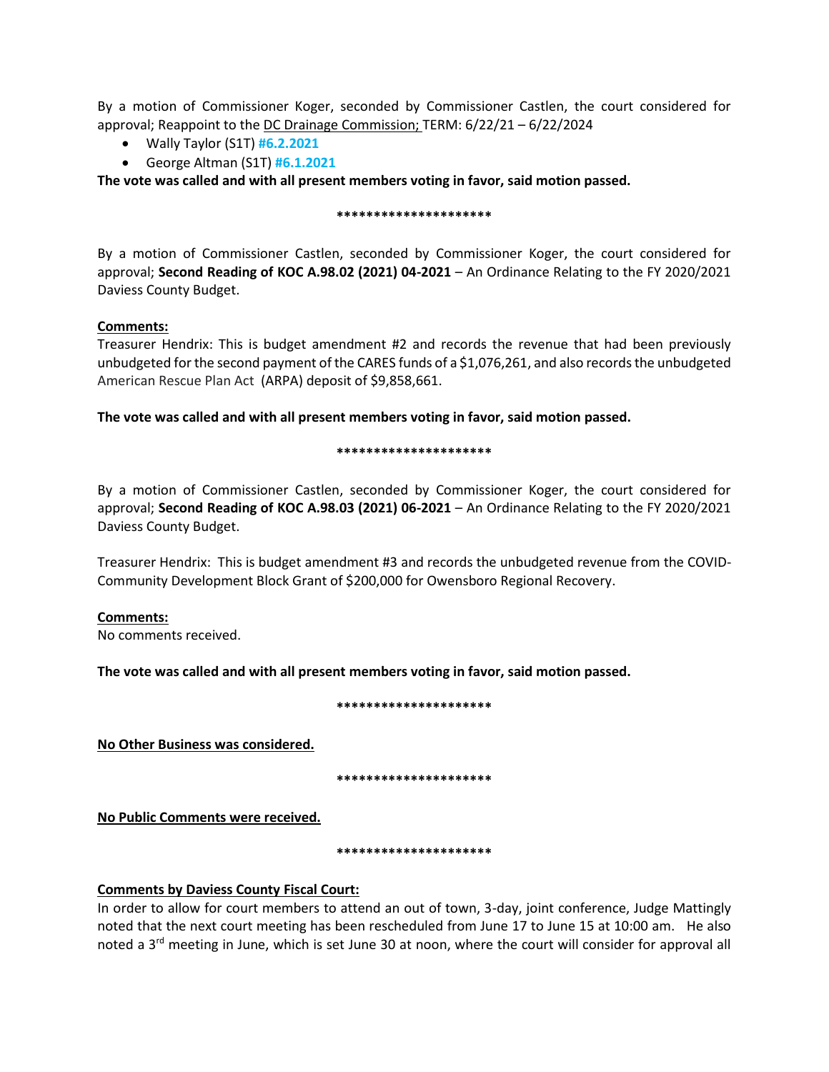By a motion of Commissioner Koger, seconded by Commissioner Castlen, the court considered for approval; Reappoint to the DC Drainage Commission; TERM: 6/22/21 – 6/22/2024

- Wally Taylor (S1T) **#6.2.2021**
- George Altman (S1T) **#6.1.2021**

**The vote was called and with all present members voting in favor, said motion passed.**

*********************

By a motion of Commissioner Castlen, seconded by Commissioner Koger, the court considered for approval; **Second Reading of KOC A.98.02 (2021) 04-2021** – An Ordinance Relating to the FY 2020/2021 Daviess County Budget.

**Comments:**

Treasurer Hendrix: This is budget amendment #2 and records the revenue that had been previously unbudgeted for the second payment of the CARES funds of a $1,076,261, and also records the unbudgeted American Rescue Plan Act (ARPA) deposit of $9,858,661.

**The vote was called and with all present members voting in favor, said motion passed.**

*********************

By a motion of Commissioner Castlen, seconded by Commissioner Koger, the court considered for approval; **Second Reading of KOC A.98.03 (2021) 06-2021** – An Ordinance Relating to the FY 2020/2021 Daviess County Budget.

Treasurer Hendrix: This is budget amendment #3 and records the unbudgeted revenue from the COVID-Community Development Block Grant of $200,000 for Owensboro Regional Recovery.

**Comments:**

No comments received.

**The vote was called and with all present members voting in favor, said motion passed.**

*********************

**No Other Business was considered.**

*********************

**No Public Comments were received.**

*********************

**Comments by Daviess County Fiscal Court:**

In order to allow for court members to attend an out of town, 3-day, joint conference, Judge Mattingly noted that the next court meeting has been rescheduled from June 17 to June 15 at 10:00 am. He also noted a 3rd meeting in June, which is set June 30 at noon, where the court will consider for approval all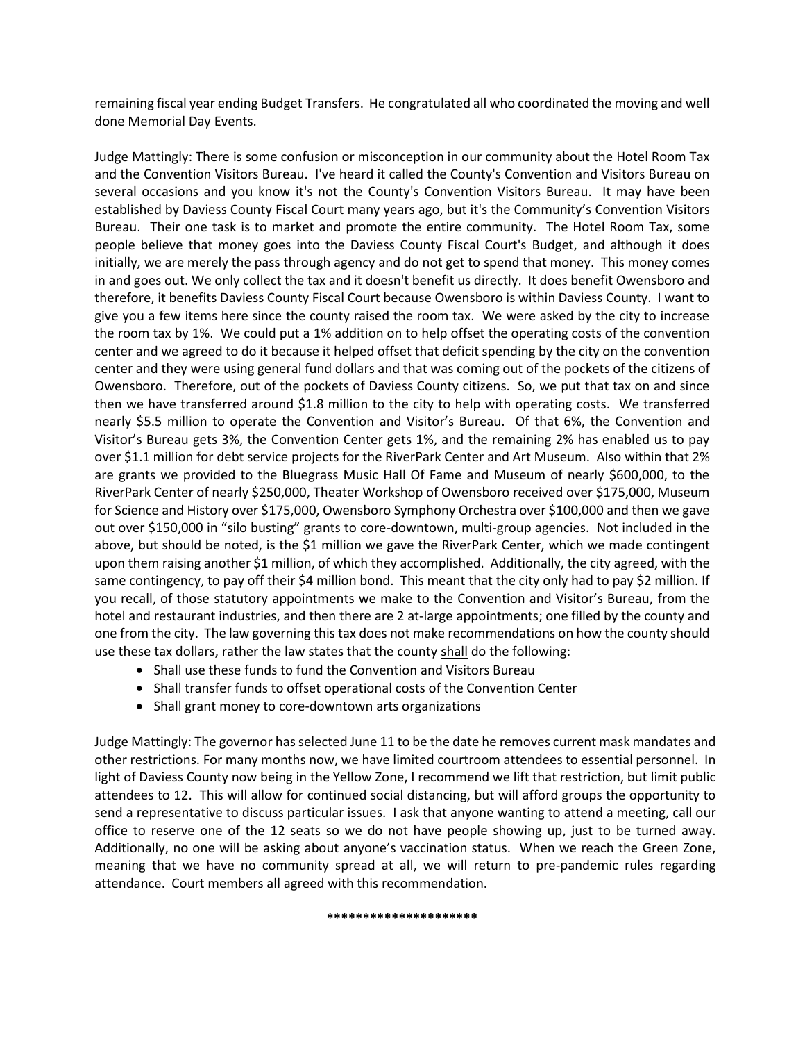remaining fiscal year ending Budget Transfers. He congratulated all who coordinated the moving and well done Memorial Day Events.

Judge Mattingly: There is some confusion or misconception in our community about the Hotel Room Tax and the Convention Visitors Bureau. I've heard it called the County's Convention and Visitors Bureau on several occasions and you know it's not the County's Convention Visitors Bureau. It may have been established by Daviess County Fiscal Court many years ago, but it's the Community's Convention Visitors Bureau. Their one task is to market and promote the entire community. The Hotel Room Tax, some people believe that money goes into the Daviess County Fiscal Court's Budget, and although it does initially, we are merely the pass through agency and do not get to spend that money. This money comes in and goes out. We only collect the tax and it doesn't benefit us directly. It does benefit Owensboro and therefore, it benefits Daviess County Fiscal Court because Owensboro is within Daviess County. I want to give you a few items here since the county raised the room tax. We were asked by the city to increase the room tax by 1%. We could put a 1% addition on to help offset the operating costs of the convention center and we agreed to do it because it helped offset that deficit spending by the city on the convention center and they were using general fund dollars and that was coming out of the pockets of the citizens of Owensboro. Therefore, out of the pockets of Daviess County citizens. So, we put that tax on and since then we have transferred around $1.8 million to the city to help with operating costs. We transferred nearly $5.5 million to operate the Convention and Visitor's Bureau. Of that 6%, the Convention and Visitor's Bureau gets 3%, the Convention Center gets 1%, and the remaining 2% has enabled us to pay over $1.1 million for debt service projects for the RiverPark Center and Art Museum. Also within that 2% are grants we provided to the Bluegrass Music Hall Of Fame and Museum of nearly $600,000, to the RiverPark Center of nearly $250,000, Theater Workshop of Owensboro received over $175,000, Museum for Science and History over $175,000, Owensboro Symphony Orchestra over $100,000 and then we gave out over $150,000 in "silo busting" grants to core-downtown, multi-group agencies. Not included in the above, but should be noted, is the $1 million we gave the RiverPark Center, which we made contingent upon them raising another $1 million, of which they accomplished. Additionally, the city agreed, with the same contingency, to pay off their $4 million bond. This meant that the city only had to pay $2 million. If you recall, of those statutory appointments we make to the Convention and Visitor's Bureau, from the hotel and restaurant industries, and then there are 2 at-large appointments; one filled by the county and one from the city. The law governing this tax does not make recommendations on how the county should use these tax dollars, rather the law states that the county shall do the following:

- Shall use these funds to fund the Convention and Visitors Bureau
- Shall transfer funds to offset operational costs of the Convention Center
- Shall grant money to core-downtown arts organizations

Judge Mattingly: The governor has selected June 11 to be the date he removes current mask mandates and other restrictions. For many months now, we have limited courtroom attendees to essential personnel. In light of Daviess County now being in the Yellow Zone, I recommend we lift that restriction, but limit public attendees to 12. This will allow for continued social distancing, but will afford groups the opportunity to send a representative to discuss particular issues. I ask that anyone wanting to attend a meeting, call our office to reserve one of the 12 seats so we do not have people showing up, just to be turned away. Additionally, no one will be asking about anyone's vaccination status. When we reach the Green Zone, meaning that we have no community spread at all, we will return to pre-pandemic rules regarding attendance. Court members all agreed with this recommendation.

*********************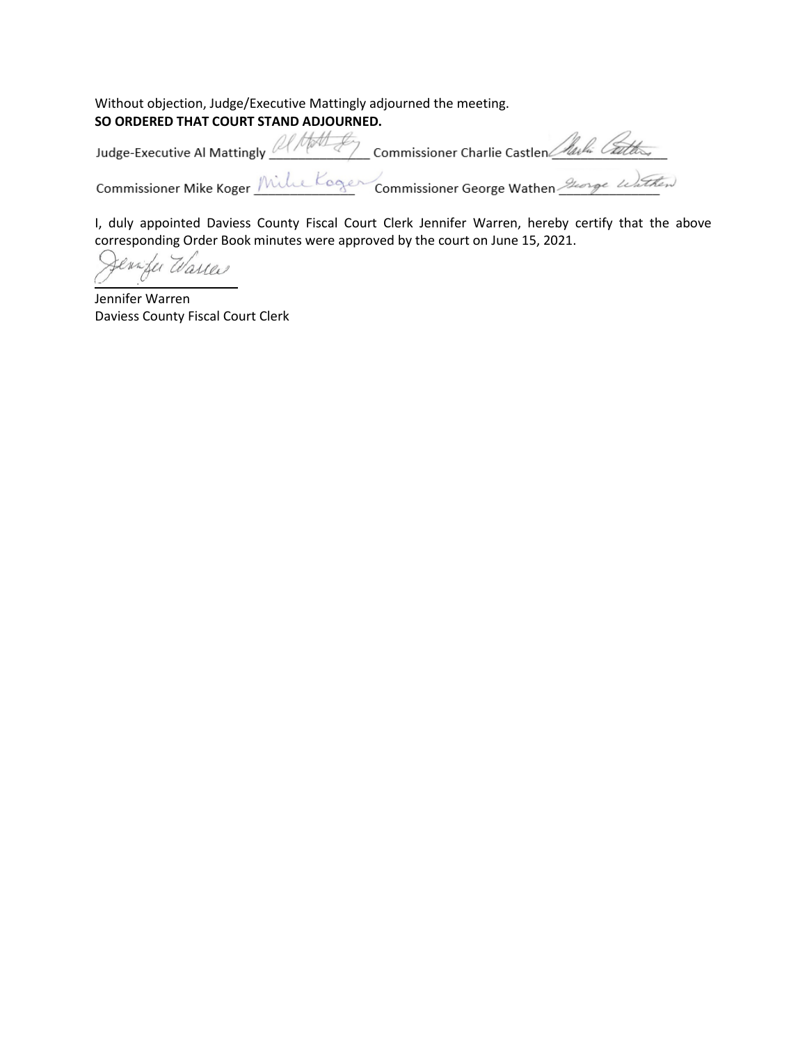Without objection, Judge/Executive Mattingly adjourned the meeting.

**SO ORDERED THAT COURT STAND ADJOURNED.**

Judge-Executive Al Mattingly ______________ Commissioner Charlie Castlen ______________

Commissioner Mike Koger ______________ Commissioner George Wathen ______________

I, duly appointed Daviess County Fiscal Court Clerk Jennifer Warren, hereby certify that the above corresponding Order Book minutes were approved by the court on June 15, 2021.

______________

Jennifer Warren
Daviess County Fiscal Court Clerk